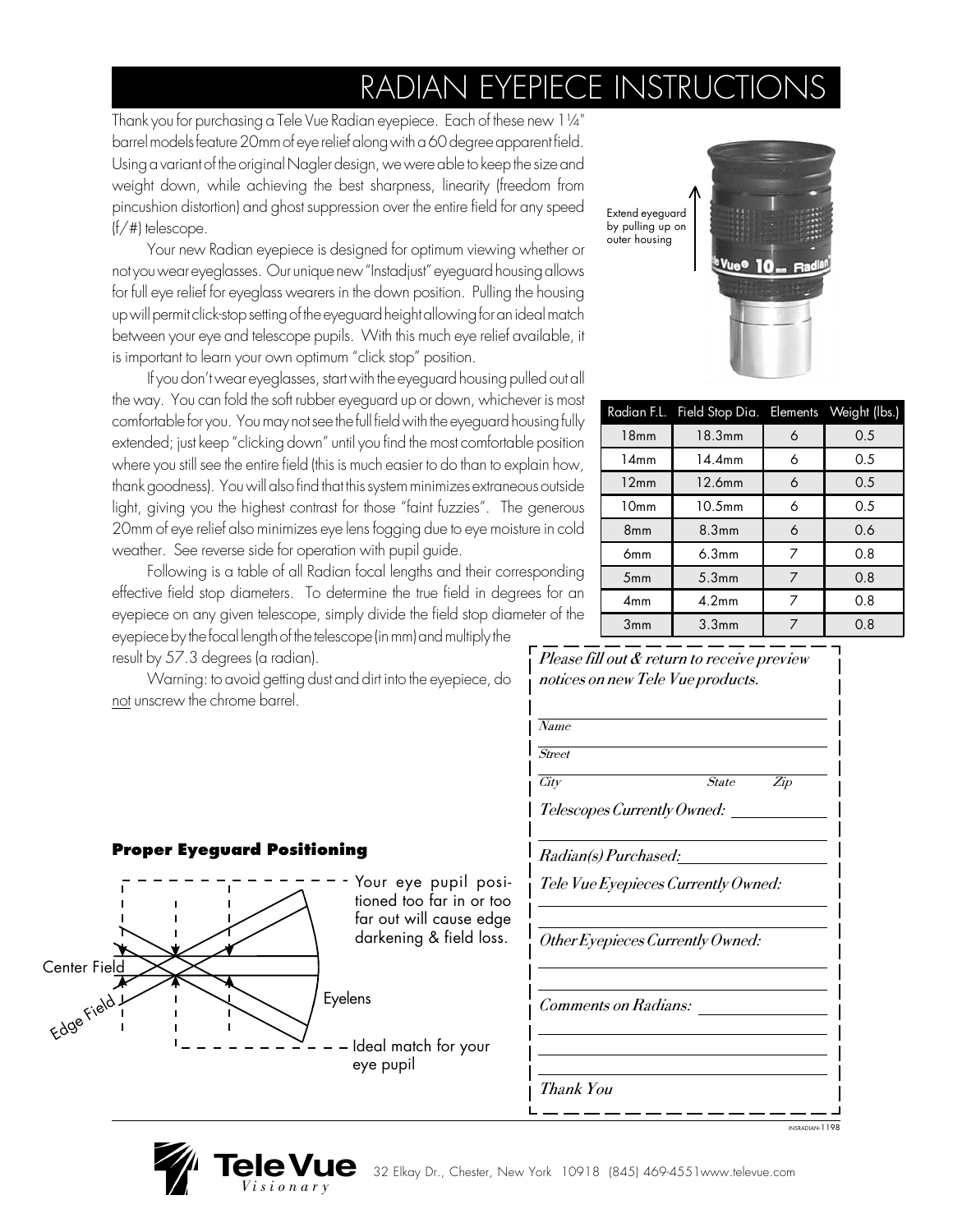# RADIAN EYEPIECE INSTRUCTIONS

Thank you for purchasing a Tele Vue Radian eyepiece. Each of these new 1¼" barrel models feature 20mm of eye relief along with a 60 degree apparent field. Using a variant of the original Nagler design, we were able to keep the size and weight down, while achieving the best sharpness, linearity (freedom from pincushion distortion) and ghost suppression over the entire field for any speed (f/#) telescope.

Your new Radian eyepiece is designed for optimum viewing whether or not you wear eyeglasses. Our unique new "Instadjust" eyeguard housing allows for full eye relief for eyeglass wearers in the down position. Pulling the housing up will permit click-stop setting of the eyeguard height allowing for an ideal match between your eye and telescope pupils. With this much eye relief available, it is important to learn your own optimum "click stop" position.

If you don't wear eyeglasses, start with the eyeguard housing pulled out all the way. You can fold the soft rubber eyeguard up or down, whichever is most comfortable for you. You may not see the full field with the eyeguard housing fully extended; just keep "clicking down" until you find the most comfortable position where you still see the entire field (this is much easier to do than to explain how, thank goodness). You will also find that this system minimizes extraneous outside light, giving you the highest contrast for those "faint fuzzies". The generous 20mm of eye relief also minimizes eye lens fogging due to eye moisture in cold weather. See reverse side for operation with pupil guide.

Following is a table of all Radian focal lengths and their corresponding effective field stop diameters. To determine the true field in degrees for an eyepiece on any given telescope, simply divide the field stop diameter of the eyepiece by the focal length of the telescope (in mm) and multiply the result by 57.3 degrees (a radian).

Warning: to avoid getting dust and dirt into the eyepiece, do not unscrew the chrome barrel.

Extend eyeguard by pulling up on outer housing

| Radian F.L. | Field Stop Dia. | Elements | Weight (lbs.) |
|---|---|---|---|
| 18mm | 18.3mm | 6 | 0.5 |
| 14mm | 14.4mm | 6 | 0.5 |
| 12mm | 12.6mm | 6 | 0.5 |
| 10mm | 10.5mm | 6 | 0.5 |
| 8mm | 8.3mm | 6 | 0.6 |
| 6mm | 6.3mm | 7 | 0.8 |
| 5mm | 5.3mm | 7 | 0.8 |
| 4mm | 4.2mm | 7 | 0.8 |
| 3mm | 3.3mm | 7 | 0.8 |

### Proper Eyeguard Positioning

Your eye pupil positioned too far in or too far out will cause edge darkening & field loss.

Center Field

Edge Field

Eyelens

Ideal match for your eye pupil

*Please fill out & return to receive preview notices on new Tele Vue products.*

*Name*

*Street*

*City* *State* *Zip*

*Telescopes Currently Owned:*

*Radian(s) Purchased:*

*Tele Vue Eyepieces Currently Owned:*

*Other Eyepieces Currently Owned:*

*Comments on Radians:*

*Thank You*

INSRADIAN-1198

Tele Vue *Visionary* 32 Elkay Dr., Chester, New York 10918 (845) 469-4551 www.televue.com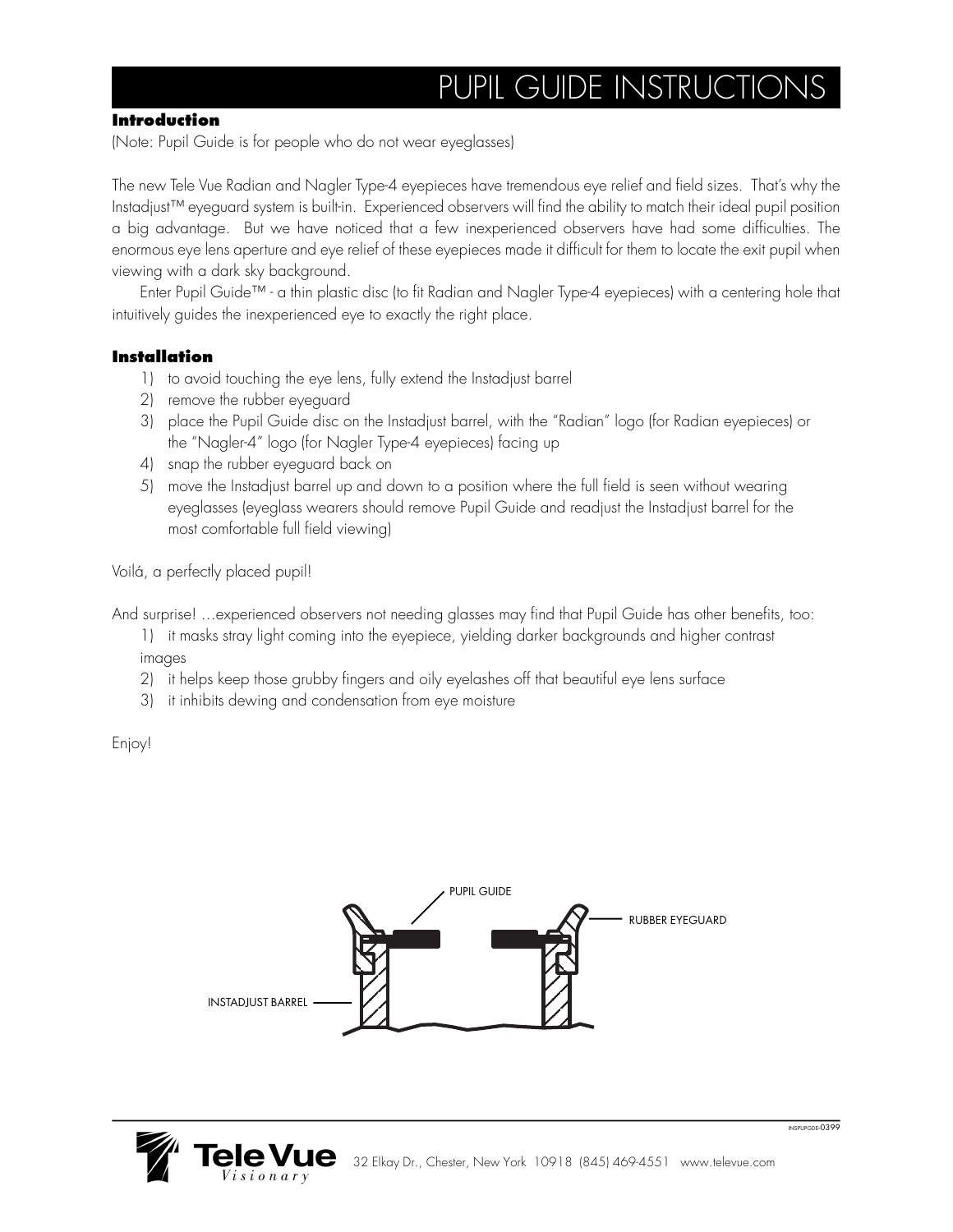# PUPIL GUIDE INSTRUCTIONS

**Introduction**

(Note: Pupil Guide is for people who do not wear eyeglasses)

The new Tele Vue Radian and Nagler Type-4 eyepieces have tremendous eye relief and field sizes. That's why the Instadjust™ eyeguard system is built-in. Experienced observers will find the ability to match their ideal pupil position a big advantage. But we have noticed that a few inexperienced observers have had some difficulties. The enormous eye lens aperture and eye relief of these eyepieces made it difficult for them to locate the exit pupil when viewing with a dark sky background.

Enter Pupil Guide™ - a thin plastic disc (to fit Radian and Nagler Type-4 eyepieces) with a centering hole that intuitively guides the inexperienced eye to exactly the right place.

**Installation**

1) to avoid touching the eye lens, fully extend the Instadjust barrel
2) remove the rubber eyeguard
3) place the Pupil Guide disc on the Instadjust barrel, with the "Radian" logo (for Radian eyepieces) or the "Nagler-4" logo (for Nagler Type-4 eyepieces) facing up
4) snap the rubber eyeguard back on
5) move the Instadjust barrel up and down to a position where the full field is seen without wearing eyeglasses (eyeglass wearers should remove Pupil Guide and readjust the Instadjust barrel for the most comfortable full field viewing)

Voilá, a perfectly placed pupil!

And surprise! …experienced observers not needing glasses may find that Pupil Guide has other benefits, too:

1) it masks stray light coming into the eyepiece, yielding darker backgrounds and higher contrast images
2) it helps keep those grubby fingers and oily eyelashes off that beautiful eye lens surface
3) it inhibits dewing and condensation from eye moisture

Enjoy!

PUPIL GUIDE

RUBBER EYEGUARD

INSTADJUST BARREL

INSPUPGDE-0399

Tele Vue Visionary 32 Elkay Dr., Chester, New York 10918 (845) 469-4551 www.televue.com